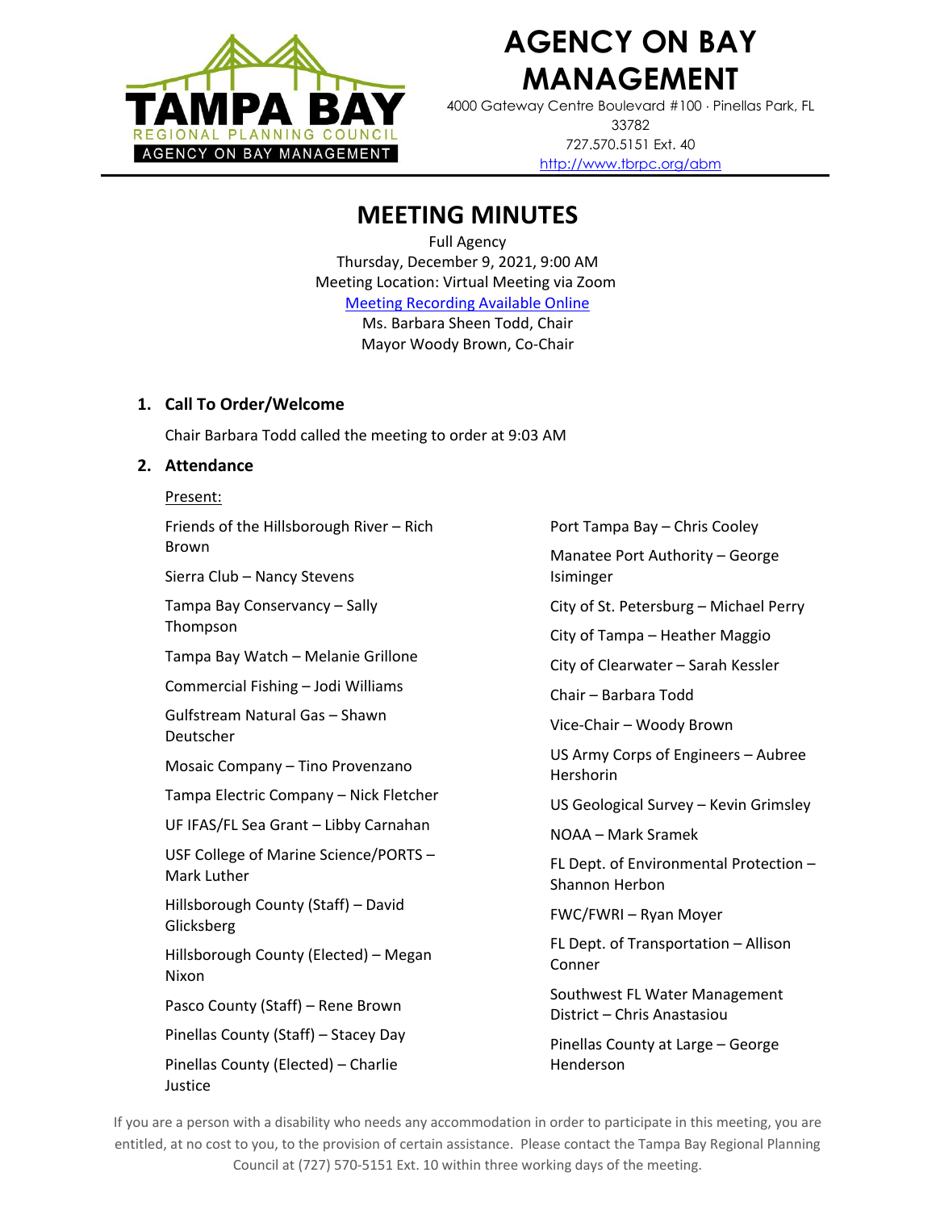# AGENCY ON BAY MANAGEMENT

4000 Gateway Centre Boulevard #100 · Pinellas Park, FL 33782
727.570.5151 Ext. 40
http://www.tbrpc.org/abm

## MEETING MINUTES

Full Agency
Thursday, December 9, 2021, 9:00 AM
Meeting Location: Virtual Meeting via Zoom
Meeting Recording Available Online
Ms. Barbara Sheen Todd, Chair
Mayor Woody Brown, Co-Chair

### 1. Call To Order/Welcome

Chair Barbara Todd called the meeting to order at 9:03 AM

### 2. Attendance

Present:

Friends of the Hillsborough River – Rich Brown

Sierra Club – Nancy Stevens

Tampa Bay Conservancy – Sally Thompson

Tampa Bay Watch – Melanie Grillone

Commercial Fishing – Jodi Williams

Gulfstream Natural Gas – Shawn Deutscher

Mosaic Company – Tino Provenzano

Tampa Electric Company – Nick Fletcher

UF IFAS/FL Sea Grant – Libby Carnahan

USF College of Marine Science/PORTS – Mark Luther

Hillsborough County (Staff) – David Glicksberg

Hillsborough County (Elected) – Megan Nixon

Pasco County (Staff) – Rene Brown

Pinellas County (Staff) – Stacey Day

Pinellas County (Elected) – Charlie Justice

Port Tampa Bay – Chris Cooley

Manatee Port Authority – George Isiminger

City of St. Petersburg – Michael Perry

City of Tampa – Heather Maggio

City of Clearwater – Sarah Kessler

Chair – Barbara Todd

Vice-Chair – Woody Brown

US Army Corps of Engineers – Aubree Hershorin

US Geological Survey – Kevin Grimsley

NOAA – Mark Sramek

FL Dept. of Environmental Protection – Shannon Herbon

FWC/FWRI – Ryan Moyer

FL Dept. of Transportation – Allison Conner

Southwest FL Water Management District – Chris Anastasiou

Pinellas County at Large – George Henderson

If you are a person with a disability who needs any accommodation in order to participate in this meeting, you are entitled, at no cost to you, to the provision of certain assistance. Please contact the Tampa Bay Regional Planning Council at (727) 570-5151 Ext. 10 within three working days of the meeting.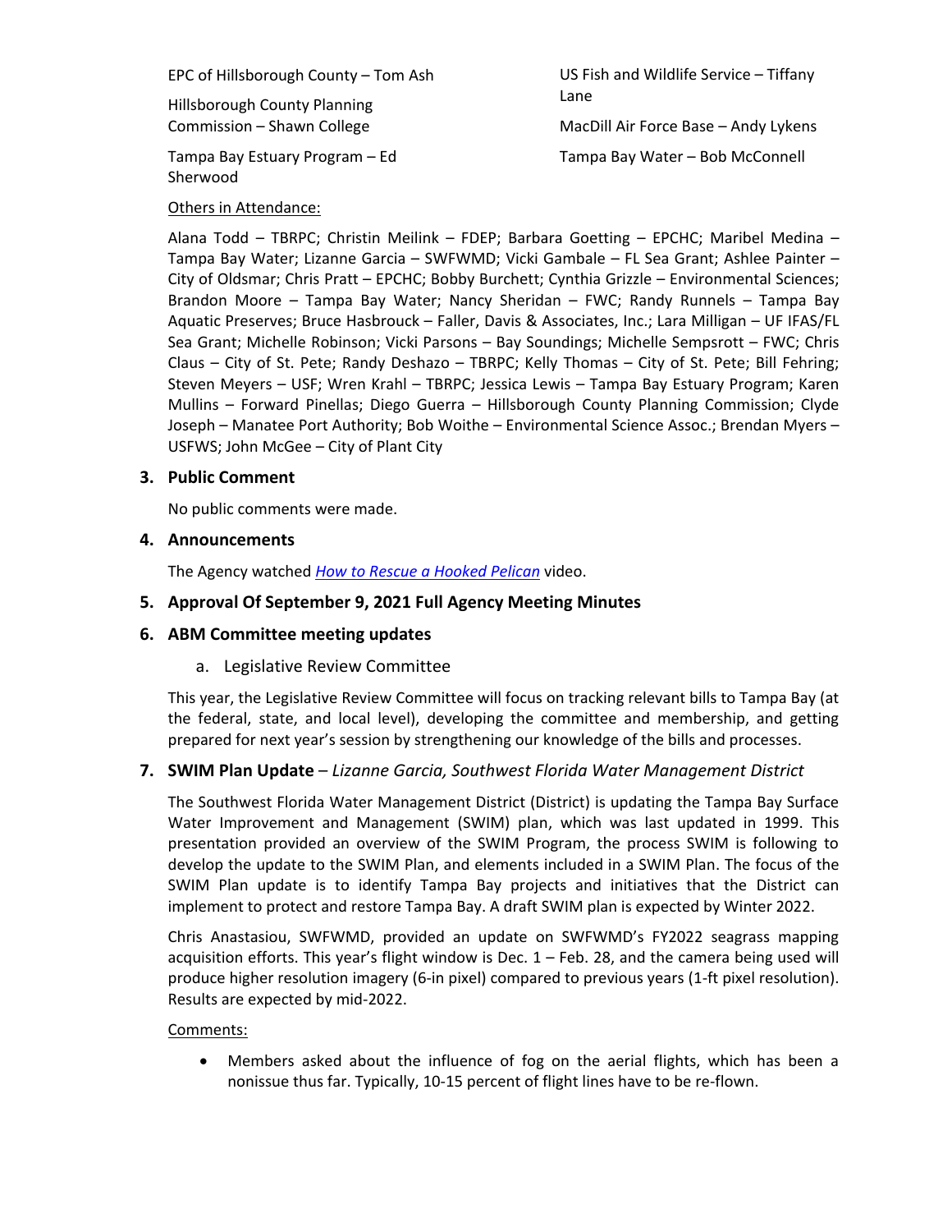EPC of Hillsborough County – Tom Ash

Hillsborough County Planning Commission – Shawn College

Tampa Bay Estuary Program – Ed Sherwood

US Fish and Wildlife Service – Tiffany Lane

MacDill Air Force Base – Andy Lykens

Tampa Bay Water – Bob McConnell

Others in Attendance:

Alana Todd – TBRPC; Christin Meilink – FDEP; Barbara Goetting – EPCHC; Maribel Medina – Tampa Bay Water; Lizanne Garcia – SWFWMD; Vicki Gambale – FL Sea Grant; Ashlee Painter – City of Oldsmar; Chris Pratt – EPCHC; Bobby Burchett; Cynthia Grizzle – Environmental Sciences; Brandon Moore – Tampa Bay Water; Nancy Sheridan – FWC; Randy Runnels – Tampa Bay Aquatic Preserves; Bruce Hasbrouck – Faller, Davis & Associates, Inc.; Lara Milligan – UF IFAS/FL Sea Grant; Michelle Robinson; Vicki Parsons – Bay Soundings; Michelle Sempsrott – FWC; Chris Claus – City of St. Pete; Randy Deshazo – TBRPC; Kelly Thomas – City of St. Pete; Bill Fehring; Steven Meyers – USF; Wren Krahl – TBRPC; Jessica Lewis – Tampa Bay Estuary Program; Karen Mullins – Forward Pinellas; Diego Guerra – Hillsborough County Planning Commission; Clyde Joseph – Manatee Port Authority; Bob Woithe – Environmental Science Assoc.; Brendan Myers – USFWS; John McGee – City of Plant City

## 3. Public Comment

No public comments were made.

## 4. Announcements

The Agency watched *How to Rescue a Hooked Pelican* video.

## 5. Approval Of September 9, 2021 Full Agency Meeting Minutes

## 6. ABM Committee meeting updates

### a. Legislative Review Committee

This year, the Legislative Review Committee will focus on tracking relevant bills to Tampa Bay (at the federal, state, and local level), developing the committee and membership, and getting prepared for next year's session by strengthening our knowledge of the bills and processes.

## 7. SWIM Plan Update – *Lizanne Garcia, Southwest Florida Water Management District*

The Southwest Florida Water Management District (District) is updating the Tampa Bay Surface Water Improvement and Management (SWIM) plan, which was last updated in 1999. This presentation provided an overview of the SWIM Program, the process SWIM is following to develop the update to the SWIM Plan, and elements included in a SWIM Plan. The focus of the SWIM Plan update is to identify Tampa Bay projects and initiatives that the District can implement to protect and restore Tampa Bay. A draft SWIM plan is expected by Winter 2022.

Chris Anastasiou, SWFWMD, provided an update on SWFWMD's FY2022 seagrass mapping acquisition efforts. This year's flight window is Dec. 1 – Feb. 28, and the camera being used will produce higher resolution imagery (6-in pixel) compared to previous years (1-ft pixel resolution). Results are expected by mid-2022.

Comments:

- Members asked about the influence of fog on the aerial flights, which has been a nonissue thus far. Typically, 10-15 percent of flight lines have to be re-flown.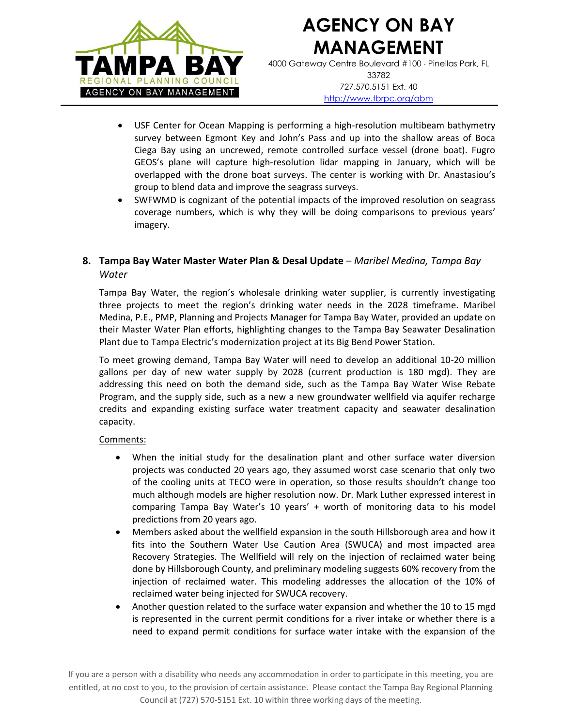- USF Center for Ocean Mapping is performing a high-resolution multibeam bathymetry survey between Egmont Key and John's Pass and up into the shallow areas of Boca Ciega Bay using an uncrewed, remote controlled surface vessel (drone boat). Fugro GEOS's plane will capture high-resolution lidar mapping in January, which will be overlapped with the drone boat surveys. The center is working with Dr. Anastasiou's group to blend data and improve the seagrass surveys.
- SWFWMD is cognizant of the potential impacts of the improved resolution on seagrass coverage numbers, which is why they will be doing comparisons to previous years' imagery.

## 8. Tampa Bay Water Master Water Plan & Desal Update – *Maribel Medina, Tampa Bay Water*

Tampa Bay Water, the region's wholesale drinking water supplier, is currently investigating three projects to meet the region's drinking water needs in the 2028 timeframe. Maribel Medina, P.E., PMP, Planning and Projects Manager for Tampa Bay Water, provided an update on their Master Water Plan efforts, highlighting changes to the Tampa Bay Seawater Desalination Plant due to Tampa Electric's modernization project at its Big Bend Power Station.

To meet growing demand, Tampa Bay Water will need to develop an additional 10-20 million gallons per day of new water supply by 2028 (current production is 180 mgd). They are addressing this need on both the demand side, such as the Tampa Bay Water Wise Rebate Program, and the supply side, such as a new a new groundwater wellfield via aquifer recharge credits and expanding existing surface water treatment capacity and seawater desalination capacity.

Comments:

- When the initial study for the desalination plant and other surface water diversion projects was conducted 20 years ago, they assumed worst case scenario that only two of the cooling units at TECO were in operation, so those results shouldn't change too much although models are higher resolution now. Dr. Mark Luther expressed interest in comparing Tampa Bay Water's 10 years' + worth of monitoring data to his model predictions from 20 years ago.
- Members asked about the wellfield expansion in the south Hillsborough area and how it fits into the Southern Water Use Caution Area (SWUCA) and most impacted area Recovery Strategies. The Wellfield will rely on the injection of reclaimed water being done by Hillsborough County, and preliminary modeling suggests 60% recovery from the injection of reclaimed water. This modeling addresses the allocation of the 10% of reclaimed water being injected for SWUCA recovery.
- Another question related to the surface water expansion and whether the 10 to 15 mgd is represented in the current permit conditions for a river intake or whether there is a need to expand permit conditions for surface water intake with the expansion of the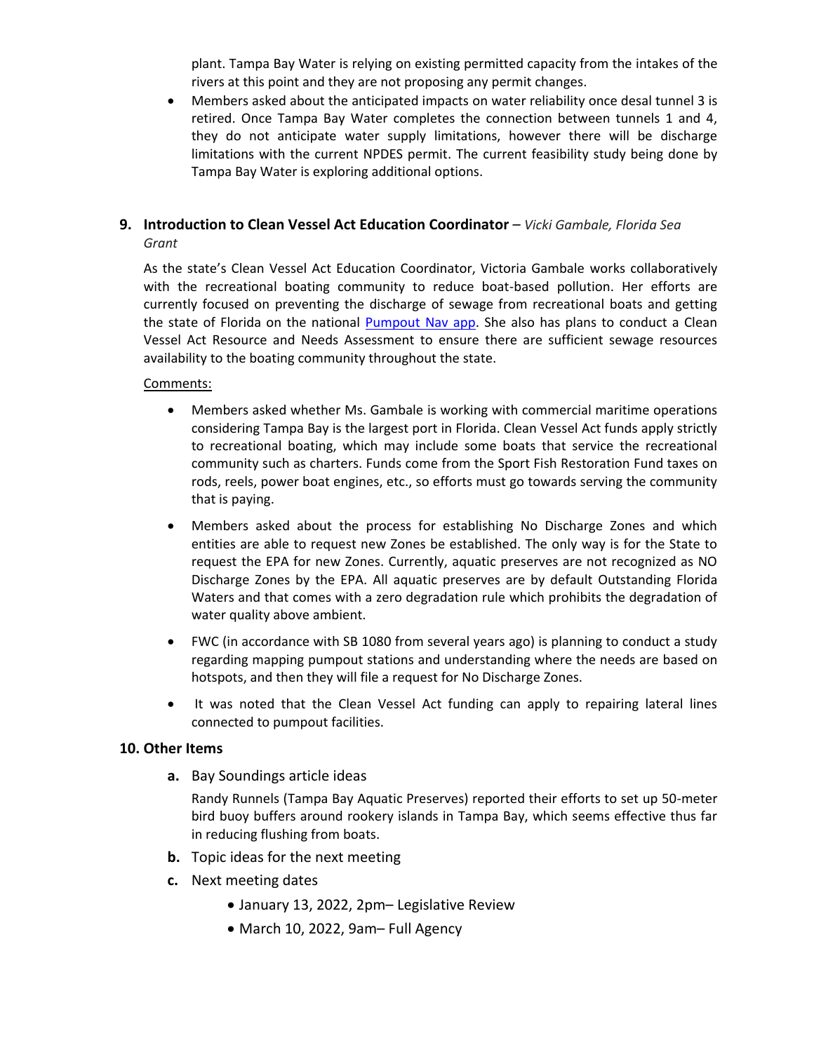plant. Tampa Bay Water is relying on existing permitted capacity from the intakes of the rivers at this point and they are not proposing any permit changes.

- Members asked about the anticipated impacts on water reliability once desal tunnel 3 is retired. Once Tampa Bay Water completes the connection between tunnels 1 and 4, they do not anticipate water supply limitations, however there will be discharge limitations with the current NPDES permit. The current feasibility study being done by Tampa Bay Water is exploring additional options.

**9. Introduction to Clean Vessel Act Education Coordinator** – *Vicki Gambale, Florida Sea Grant*

As the state's Clean Vessel Act Education Coordinator, Victoria Gambale works collaboratively with the recreational boating community to reduce boat-based pollution. Her efforts are currently focused on preventing the discharge of sewage from recreational boats and getting the state of Florida on the national Pumpout Nav app. She also has plans to conduct a Clean Vessel Act Resource and Needs Assessment to ensure there are sufficient sewage resources availability to the boating community throughout the state.

Comments:

- Members asked whether Ms. Gambale is working with commercial maritime operations considering Tampa Bay is the largest port in Florida. Clean Vessel Act funds apply strictly to recreational boating, which may include some boats that service the recreational community such as charters. Funds come from the Sport Fish Restoration Fund taxes on rods, reels, power boat engines, etc., so efforts must go towards serving the community that is paying.
- Members asked about the process for establishing No Discharge Zones and which entities are able to request new Zones be established. The only way is for the State to request the EPA for new Zones. Currently, aquatic preserves are not recognized as NO Discharge Zones by the EPA. All aquatic preserves are by default Outstanding Florida Waters and that comes with a zero degradation rule which prohibits the degradation of water quality above ambient.
- FWC (in accordance with SB 1080 from several years ago) is planning to conduct a study regarding mapping pumpout stations and understanding where the needs are based on hotspots, and then they will file a request for No Discharge Zones.
- It was noted that the Clean Vessel Act funding can apply to repairing lateral lines connected to pumpout facilities.

**10. Other Items**

**a.** Bay Soundings article ideas

Randy Runnels (Tampa Bay Aquatic Preserves) reported their efforts to set up 50-meter bird buoy buffers around rookery islands in Tampa Bay, which seems effective thus far in reducing flushing from boats.

**b.** Topic ideas for the next meeting

**c.** Next meeting dates

- January 13, 2022, 2pm– Legislative Review
- March 10, 2022, 9am– Full Agency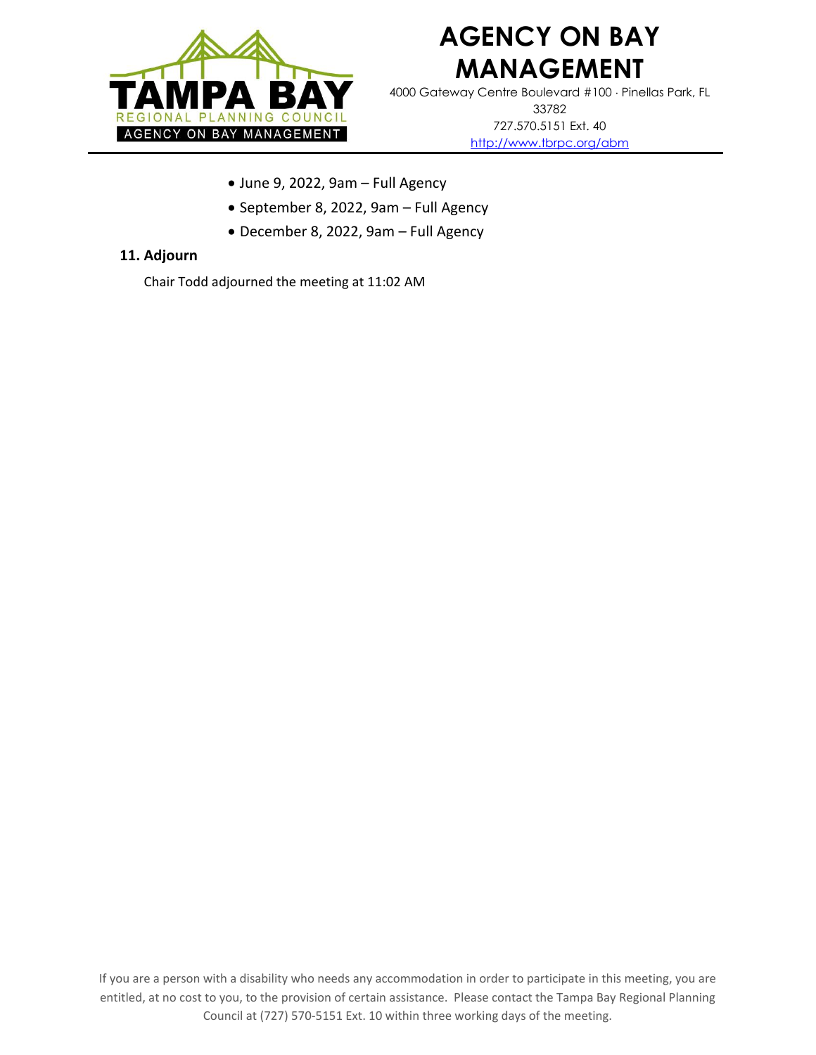- June 9, 2022, 9am – Full Agency
- September 8, 2022, 9am – Full Agency
- December 8, 2022, 9am – Full Agency

### 11. Adjourn

Chair Todd adjourned the meeting at 11:02 AM